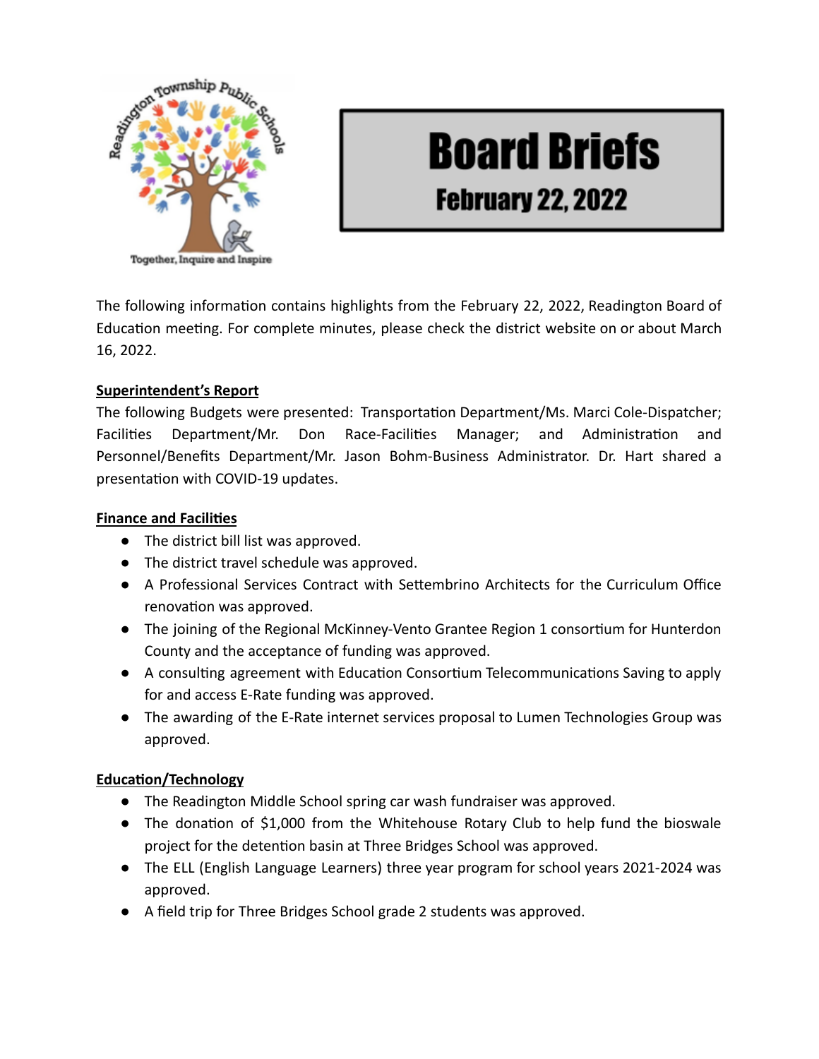# Board Briefs

## February 22, 2022

The following information contains highlights from the February 22, 2022, Readington Board of Education meeting. For complete minutes, please check the district website on or about March 16, 2022.

**Superintendent's Report**

The following Budgets were presented: Transportation Department/Ms. Marci Cole-Dispatcher; Facilities Department/Mr. Don Race-Facilities Manager; and Administration and Personnel/Benefits Department/Mr. Jason Bohm-Business Administrator. Dr. Hart shared a presentation with COVID-19 updates.

**Finance and Facilities**

- The district bill list was approved.
- The district travel schedule was approved.
- A Professional Services Contract with Settembrino Architects for the Curriculum Office renovation was approved.
- The joining of the Regional McKinney-Vento Grantee Region 1 consortium for Hunterdon County and the acceptance of funding was approved.
- A consulting agreement with Education Consortium Telecommunications Saving to apply for and access E-Rate funding was approved.
- The awarding of the E-Rate internet services proposal to Lumen Technologies Group was approved.

**Education/Technology**

- The Readington Middle School spring car wash fundraiser was approved.
- The donation of $1,000 from the Whitehouse Rotary Club to help fund the bioswale project for the detention basin at Three Bridges School was approved.
- The ELL (English Language Learners) three year program for school years 2021-2024 was approved.
- A field trip for Three Bridges School grade 2 students was approved.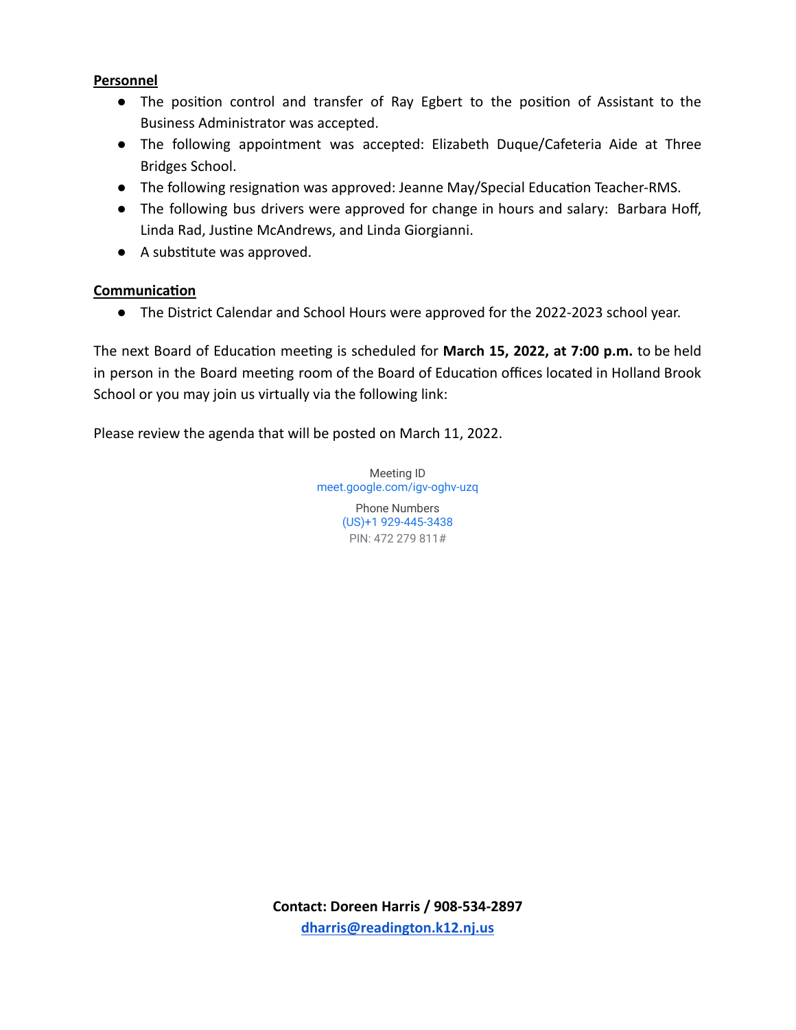**Personnel**

- The position control and transfer of Ray Egbert to the position of Assistant to the Business Administrator was accepted.
- The following appointment was accepted: Elizabeth Duque/Cafeteria Aide at Three Bridges School.
- The following resignation was approved: Jeanne May/Special Education Teacher-RMS.
- The following bus drivers were approved for change in hours and salary: Barbara Hoff, Linda Rad, Justine McAndrews, and Linda Giorgianni.
- A substitute was approved.

**Communication**

- The District Calendar and School Hours were approved for the 2022-2023 school year.

The next Board of Education meeting is scheduled for **March 15, 2022, at 7:00 p.m.** to be held in person in the Board meeting room of the Board of Education offices located in Holland Brook School or you may join us virtually via the following link:

Please review the agenda that will be posted on March 11, 2022.

Meeting ID
meet.google.com/igv-oghv-uzq

Phone Numbers
(US)+1 929-445-3438
PIN: 472 279 811#

**Contact: Doreen Harris / 908-534-2897**
**dharris@readington.k12.nj.us**